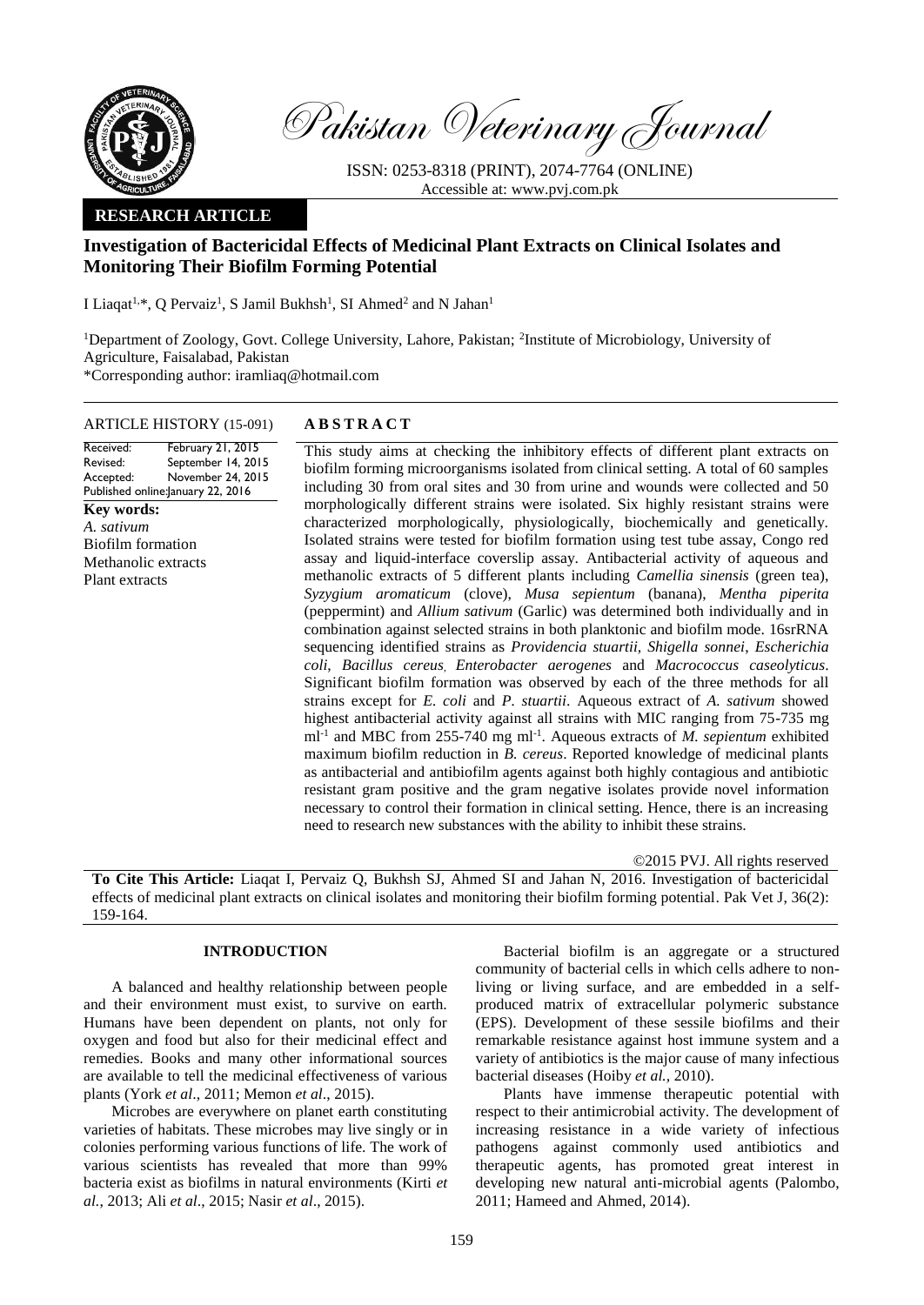Pakistan Veterinary Journal

ISSN: 0253-8318 (PRINT), 2074-7764 (ONLINE)
Accessible at: www.pvj.com.pk

**RESEARCH ARTICLE**

# Investigation of Bactericidal Effects of Medicinal Plant Extracts on Clinical Isolates and Monitoring Their Biofilm Forming Potential

I Liaqat[1,*], Q Pervaiz[1], S Jamil Bukhsh[1], SI Ahmed[2] and N Jahan[1]

[1]Department of Zoology, Govt. College University, Lahore, Pakistan; [2]Institute of Microbiology, University of Agriculture, Faisalabad, Pakistan
*Corresponding author: iramliaq@hotmail.com

**ARTICLE HISTORY** (15-091)

Received: February 21, 2015
Revised: September 14, 2015
Accepted: November 24, 2015
Published online: January 22, 2016

**Key words:**
*A. sativum*
Biofilm formation
Methanolic extracts
Plant extracts

**ABSTRACT**

This study aims at checking the inhibitory effects of different plant extracts on biofilm forming microorganisms isolated from clinical setting. A total of 60 samples including 30 from oral sites and 30 from urine and wounds were collected and 50 morphologically different strains were isolated. Six highly resistant strains were characterized morphologically, physiologically, biochemically and genetically. Isolated strains were tested for biofilm formation using test tube assay, Congo red assay and liquid-interface coverslip assay. Antibacterial activity of aqueous and methanolic extracts of 5 different plants including *Camellia sinensis* (green tea), *Syzygium aromaticum* (clove), *Musa sepientum* (banana), *Mentha piperita* (peppermint) and *Allium sativum* (Garlic) was determined both individually and in combination against selected strains in both planktonic and biofilm mode. 16srRNA sequencing identified strains as *Providencia stuartii*, *Shigella sonnei*, *Escherichia coli*, *Bacillus cereus*, *Enterobacter aerogenes* and *Macrococcus caseolyticus*. Significant biofilm formation was observed by each of the three methods for all strains except for *E. coli* and *P. stuartii*. Aqueous extract of *A. sativum* showed highest antibacterial activity against all strains with MIC ranging from 75-735 mg ml$^{-1}$ and MBC from 255-740 mg ml$^{-1}$. Aqueous extracts of *M. sepientum* exhibited maximum biofilm reduction in *B. cereus*. Reported knowledge of medicinal plants as antibacterial and antibiofilm agents against both highly contagious and antibiotic resistant gram positive and the gram negative isolates provide novel information necessary to control their formation in clinical setting. Hence, there is an increasing need to research new substances with the ability to inhibit these strains.

©2015 PVJ. All rights reserved

**To Cite This Article:** Liaqat I, Pervaiz Q, Bukhsh SJ, Ahmed SI and Jahan N, 2016. Investigation of bactericidal effects of medicinal plant extracts on clinical isolates and monitoring their biofilm forming potential. Pak Vet J, 36(2): 159-164.

## INTRODUCTION

A balanced and healthy relationship between people and their environment must exist, to survive on earth. Humans have been dependent on plants, not only for oxygen and food but also for their medicinal effect and remedies. Books and many other informational sources are available to tell the medicinal effectiveness of various plants (York *et al*., 2011; Memon *et al*., 2015).

Microbes are everywhere on planet earth constituting varieties of habitats. These microbes may live singly or in colonies performing various functions of life. The work of various scientists has revealed that more than 99% bacteria exist as biofilms in natural environments (Kirti *et al.*, 2013; Ali *et al*., 2015; Nasir *et al*., 2015).

Bacterial biofilm is an aggregate or a structured community of bacterial cells in which cells adhere to non-living or living surface, and are embedded in a self-produced matrix of extracellular polymeric substance (EPS). Development of these sessile biofilms and their remarkable resistance against host immune system and a variety of antibiotics is the major cause of many infectious bacterial diseases (Hoiby *et al.,* 2010).

Plants have immense therapeutic potential with respect to their antimicrobial activity. The development of increasing resistance in a wide variety of infectious pathogens against commonly used antibiotics and therapeutic agents, has promoted great interest in developing new natural anti-microbial agents (Palombo, 2011; Hameed and Ahmed, 2014).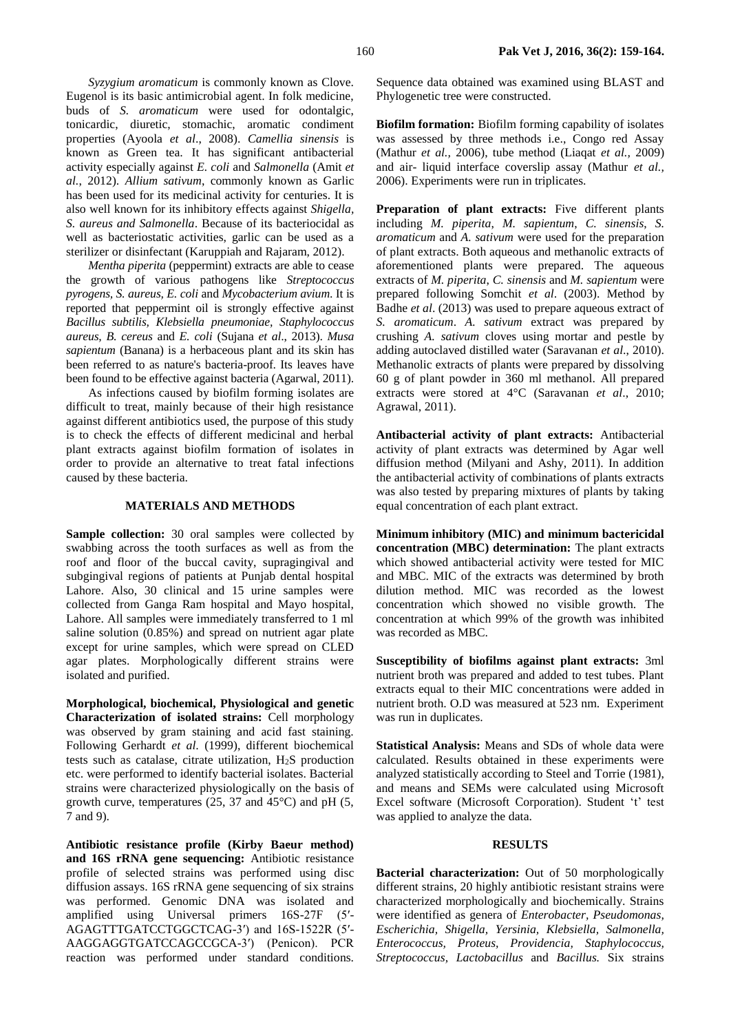*Syzygium aromaticum* is commonly known as Clove. Eugenol is its basic antimicrobial agent. In folk medicine, buds of *S. aromaticum* were used for odontalgic, tonicardic, diuretic, stomachic, aromatic condiment properties (Ayoola *et al*., 2008). *Camellia sinensis* is known as Green tea. It has significant antibacterial activity especially against *E. coli* and *Salmonella* (Amit *et al.*, 2012). *Allium sativum*, commonly known as Garlic has been used for its medicinal activity for centuries. It is also well known for its inhibitory effects against *Shigella, S. aureus and Salmonella*. Because of its bacteriocidal as well as bacteriostatic activities, garlic can be used as a sterilizer or disinfectant (Karuppiah and Rajaram, 2012).

*Mentha piperita* (peppermint) extracts are able to cease the growth of various pathogens like *Streptococcus pyrogens, S. aureus, E. coli* and *Mycobacterium avium.* It is reported that peppermint oil is strongly effective against *Bacillus subtilis, Klebsiella pneumoniae, Staphylococcus aureus, B. cereus* and *E. coli* (Sujana *et al*., 2013). *Musa sapientum* (Banana) is a herbaceous plant and its skin has been referred to as nature's bacteria-proof. Its leaves have been found to be effective against bacteria (Agarwal, 2011).

As infections caused by biofilm forming isolates are difficult to treat, mainly because of their high resistance against different antibiotics used, the purpose of this study is to check the effects of different medicinal and herbal plant extracts against biofilm formation of isolates in order to provide an alternative to treat fatal infections caused by these bacteria.

## MATERIALS AND METHODS

**Sample collection:** 30 oral samples were collected by swabbing across the tooth surfaces as well as from the roof and floor of the buccal cavity, supragingival and subgingival regions of patients at Punjab dental hospital Lahore. Also, 30 clinical and 15 urine samples were collected from Ganga Ram hospital and Mayo hospital, Lahore. All samples were immediately transferred to 1 ml saline solution (0.85%) and spread on nutrient agar plate except for urine samples, which were spread on CLED agar plates. Morphologically different strains were isolated and purified.

**Morphological, biochemical, Physiological and genetic Characterization of isolated strains:** Cell morphology was observed by gram staining and acid fast staining. Following Gerhardt *et al.* (1999), different biochemical tests such as catalase, citrate utilization, $H_2S$ production etc. were performed to identify bacterial isolates. Bacterial strains were characterized physiologically on the basis of growth curve, temperatures (25, 37 and 45°C) and pH (5, 7 and 9).

**Antibiotic resistance profile (Kirby Baeur method) and 16S rRNA gene sequencing:** Antibiotic resistance profile of selected strains was performed using disc diffusion assays. 16S rRNA gene sequencing of six strains was performed. Genomic DNA was isolated and amplified using Universal primers 16S-27F (5′-AGAGTTTGATCCTGGCTCAG-3′) and 16S-1522R (5′-AAGGAGGTGATCCAGCCGCA-3′) (Penicon). PCR reaction was performed under standard conditions. Sequence data obtained was examined using BLAST and Phylogenetic tree were constructed.

**Biofilm formation:** Biofilm forming capability of isolates was assessed by three methods i.e., Congo red Assay (Mathur *et al.,* 2006), tube method (Liaqat *et al.,* 2009) and air- liquid interface coverslip assay (Mathur *et al.,* 2006). Experiments were run in triplicates.

**Preparation of plant extracts:** Five different plants including *M. piperita*, *M. sapientum*, *C. sinensis*, *S. aromaticum* and *A. sativum* were used for the preparation of plant extracts. Both aqueous and methanolic extracts of aforementioned plants were prepared. The aqueous extracts of *M. piperita, C. sinensis* and *M. sapientum* were prepared following Somchit *et al*. (2003). Method by Badhe *et al*. (2013) was used to prepare aqueous extract of *S. aromaticum*. *A. sativum* extract was prepared by crushing *A. sativum* cloves using mortar and pestle by adding autoclaved distilled water (Saravanan *et al*., 2010). Methanolic extracts of plants were prepared by dissolving 60 g of plant powder in 360 ml methanol. All prepared extracts were stored at 4°C (Saravanan *et al*., 2010; Agrawal, 2011).

**Antibacterial activity of plant extracts:** Antibacterial activity of plant extracts was determined by Agar well diffusion method (Milyani and Ashy, 2011). In addition the antibacterial activity of combinations of plants extracts was also tested by preparing mixtures of plants by taking equal concentration of each plant extract.

**Minimum inhibitory (MIC) and minimum bactericidal concentration (MBC) determination:** The plant extracts which showed antibacterial activity were tested for MIC and MBC. MIC of the extracts was determined by broth dilution method. MIC was recorded as the lowest concentration which showed no visible growth. The concentration at which 99% of the growth was inhibited was recorded as MBC.

**Susceptibility of biofilms against plant extracts:** 3ml nutrient broth was prepared and added to test tubes. Plant extracts equal to their MIC concentrations were added in nutrient broth. O.D was measured at 523 nm. Experiment was run in duplicates.

**Statistical Analysis:** Means and SDs of whole data were calculated. Results obtained in these experiments were analyzed statistically according to Steel and Torrie (1981), and means and SEMs were calculated using Microsoft Excel software (Microsoft Corporation). Student 't' test was applied to analyze the data.

## RESULTS

**Bacterial characterization:** Out of 50 morphologically different strains, 20 highly antibiotic resistant strains were characterized morphologically and biochemically. Strains were identified as genera of *Enterobacter, Pseudomonas, Escherichia, Shigella, Yersinia, Klebsiella, Salmonella, Enterococcus, Proteus, Providencia, Staphylococcus, Streptococcus, Lactobacillus* and *Bacillus.* Six strains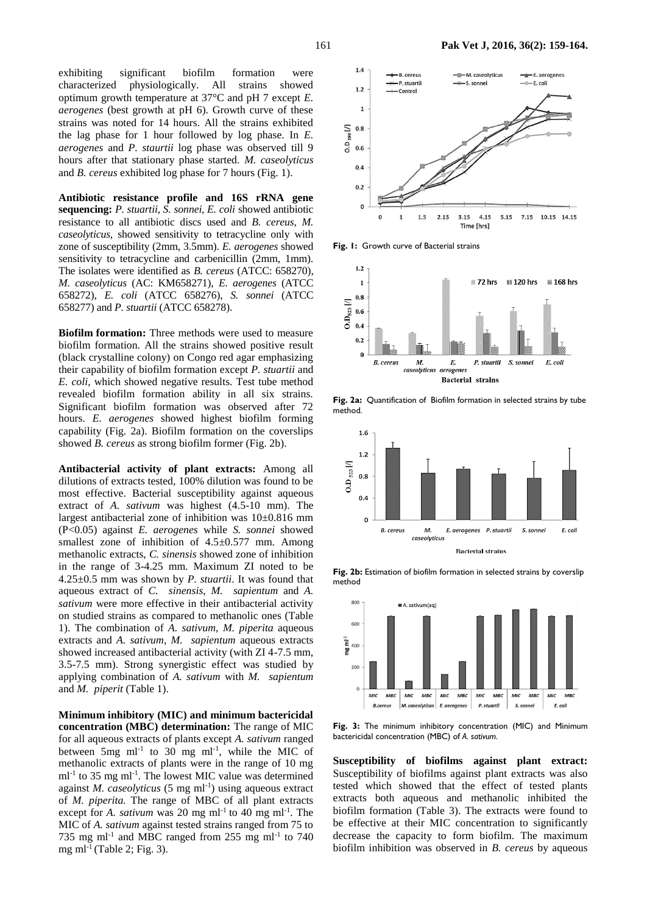exhibiting significant biofilm formation were characterized physiologically. All strains showed optimum growth temperature at 37°C and pH 7 except *E. aerogenes* (best growth at pH 6). Growth curve of these strains was noted for 14 hours. All the strains exhibited the lag phase for 1 hour followed by log phase. In *E. aerogenes* and *P. staurtii* log phase was observed till 9 hours after that stationary phase started. *M. caseolyticus* and *B. cereus* exhibited log phase for 7 hours (Fig. 1).

**Antibiotic resistance profile and 16S rRNA gene sequencing:** *P. stuartii, S. sonnei, E. coli* showed antibiotic resistance to all antibiotic discs used and *B. cereus, M. caseolyticus,* showed sensitivity to tetracycline only with zone of susceptibility (2mm, 3.5mm). *E. aerogenes* showed sensitivity to tetracycline and carbenicillin (2mm, 1mm). The isolates were identified as *B. cereus* (ATCC: 658270), *M. caseolyticus* (AC: KM658271), *E. aerogenes* (ATCC 658272), *E. coli* (ATCC 658276), *S. sonnei* (ATCC 658277) and *P. stuartii* (ATCC 658278).

**Biofilm formation:** Three methods were used to measure biofilm formation. All the strains showed positive result (black crystalline colony) on Congo red agar emphasizing their capability of biofilm formation except *P. stuartii* and *E. coli*, which showed negative results. Test tube method revealed biofilm formation ability in all six strains. Significant biofilm formation was observed after 72 hours. *E. aerogenes* showed highest biofilm forming capability (Fig. 2a). Biofilm formation on the coverslips showed *B. cereus* as strong biofilm former (Fig. 2b).

**Antibacterial activity of plant extracts:** Among all dilutions of extracts tested, 100% dilution was found to be most effective. Bacterial susceptibility against aqueous extract of *A. sativum* was highest (4.5-10 mm). The largest antibacterial zone of inhibition was 10±0.816 mm ($P<0.05$) against *E. aerogenes* while *S. sonnei* showed smallest zone of inhibition of 4.5±0.577 mm. Among methanolic extracts, *C. sinensis* showed zone of inhibition in the range of 3-4.25 mm. Maximum ZI noted to be 4.25±0.5 mm was shown by *P. stuartii*. It was found that aqueous extract of *C. sinensis*, *M. sapientum* and *A. sativum* were more effective in their antibacterial activity on studied strains as compared to methanolic ones (Table 1). The combination of *A. sativum*, *M. piperita* aqueous extracts and *A. sativum*, *M. sapientum* aqueous extracts showed increased antibacterial activity (with ZI 4-7.5 mm, 3.5-7.5 mm). Strong synergistic effect was studied by applying combination of *A. sativum* with *M. sapientum* and *M. piperit* (Table 1).

**Minimum inhibitory (MIC) and minimum bactericidal concentration (MBC) determination:** The range of MIC for all aqueous extracts of plants except *A. sativum* ranged between 5mg $ml^{-1}$ to 30 mg $ml^{-1}$, while the MIC of methanolic extracts of plants were in the range of 10 mg $ml^{-1}$ to 35 mg $ml^{-1}$. The lowest MIC value was determined against *M. caseolyticus* (5 mg $ml^{-1}$) using aqueous extract of *M. piperita.* The range of MBC of all plant extracts except for *A. sativum* was 20 mg $ml^{-1}$ to 40 mg $ml^{-1}$. The MIC of *A. sativum* against tested strains ranged from 75 to 735 mg $ml^{-1}$ and MBC ranged from 255 mg $ml^{-1}$ to 740 mg $ml^{-1}$ (Table 2; Fig. 3).

**Fig. 1:** Growth curve of Bacterial strains

**Fig. 2a:** Quantification of Biofilm formation in selected strains by tube method.

**Fig. 2b:** Estimation of biofilm formation in selected strains by coverslip method

**Fig. 3:** The minimum inhibitory concentration (MIC) and Minimum bactericidal concentration (MBC) of *A. sativum.*

**Susceptibility of biofilms against plant extract:** Susceptibility of biofilms against plant extracts was also tested which showed that the effect of tested plants extracts both aqueous and methanolic inhibited the biofilm formation (Table 3). The extracts were found to be effective at their MIC concentration to significantly decrease the capacity to form biofilm. The maximum biofilm inhibition was observed in *B. cereus* by aqueous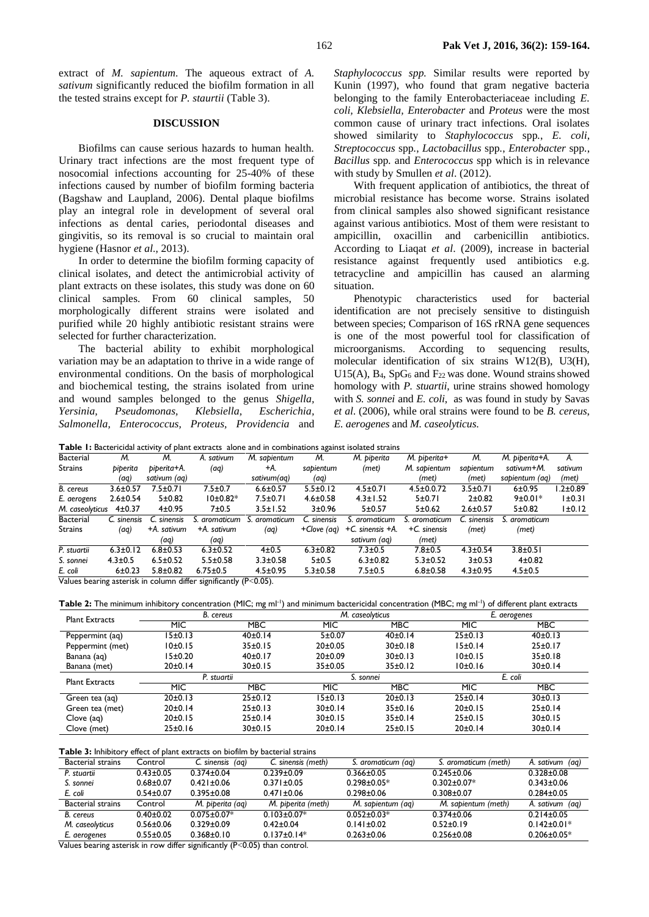extract of *M. sapientum*. The aqueous extract of *A. sativum* significantly reduced the biofilm formation in all the tested strains except for *P. staurtii* (Table 3).

## DISCUSSION

Biofilms can cause serious hazards to human health. Urinary tract infections are the most frequent type of nosocomial infections accounting for 25-40% of these infections caused by number of biofilm forming bacteria (Bagshaw and Laupland, 2006). Dental plaque biofilms play an integral role in development of several oral infections as dental caries, periodontal diseases and gingivitis, so its removal is so crucial to maintain oral hygiene (Hasnor *et al*., 2013).

In order to determine the biofilm forming capacity of clinical isolates, and detect the antimicrobial activity of plant extracts on these isolates, this study was done on 60 clinical samples. From 60 clinical samples, 50 morphologically different strains were isolated and purified while 20 highly antibiotic resistant strains were selected for further characterization.

The bacterial ability to exhibit morphological variation may be an adaptation to thrive in a wide range of environmental conditions. On the basis of morphological and biochemical testing, the strains isolated from urine and wound samples belonged to the genus *Shigella, Yersinia, Pseudomonas, Klebsiella, Escherichia, Salmonella, Enterococcus, Proteus, Providencia* and *Staphylococcus spp.* Similar results were reported by Kunin (1997), who found that gram negative bacteria belonging to the family Enterobacteriaceae including *E. coli, Klebsiella, Enterobacter* and *Proteus* were the most common cause of urinary tract infections. Oral isolates showed similarity to *Staphylococcus* spp., *E. coli*, *Streptococcus* spp., *Lactobacillus* spp., *Enterobacter* spp., *Bacillus* spp. and *Enterococcus* spp which is in relevance with study by Smullen *et al*. (2012).

With frequent application of antibiotics, the threat of microbial resistance has become worse. Strains isolated from clinical samples also showed significant resistance against various antibiotics. Most of them were resistant to ampicillin, oxacillin and carbenicillin antibiotics. According to Liaqat *et al*. (2009), increase in bacterial resistance against frequently used antibiotics e.g. tetracycline and ampicillin has caused an alarming situation.

Phenotypic characteristics used for bacterial identification are not precisely sensitive to distinguish between species; Comparison of 16S rRNA gene sequences is one of the most powerful tool for classification of microorganisms. According to sequencing results, molecular identification of six strains W12(B), U3(H), U15(A), $B_4$, $SpG_6$ and $F_{22}$ was done. Wound strains showed homology with *P. stuartii*, urine strains showed homology with *S. sonnei* and *E. coli,* as was found in study by Savas *et al*. (2006), while oral strains were found to be *B. cereus*, *E. aerogenes* and *M. caseolyticus.*

**Table 1:** Bactericidal activity of plant extracts alone and in combinations against isolated strains

| Bacterial Strains | *M. piperita* (aq) | *M. piperita*+*A. sativum* (aq) | *A. sativum* (aq) | *M. sapientum* +*A. sativum*(aq) | *M. sapientum* (aq) | *M. piperita* (met) | *M. piperita*+ *M. sapientum* (met) | *M. sapientum* (met) | *M. piperita*+*A. sativum*+*M. sapientum* (aq) | *A. sativum* (met) |
|---|---|---|---|---|---|---|---|---|---|---|
| *B. cereus* | 3.6±0.57 | 7.5±0.71 | 7.5±0.7 | 6.6±0.57 | 5.5±0.12 | 4.5±0.71 | 4.5±0.72 | 3.5±0.71 | 6±0.95 | 1.2±0.89 |
| *E. aerogens* | 2.6±0.54 | 5±0.82 | 10±0.82* | 7.5±0.71 | 4.6±0.58 | 4.3±1.52 | 5±0.71 | 2±0.82 | 9±0.01* | 1±0.31 |
| *M. caseolyticus* | 4±0.37 | 4±0.95 | 7±0.5 | 3.5±1.52 | 3±0.96 | 5±0.57 | 5±0.62 | 2.6±0.57 | 5±0.82 | 1±0.12 |
| Bacterial Strains | *C. sinensis* (aq) | *C. sinensis* +*A. sativum* (aq) | *S. aromaticum* +*A. sativum* (aq) | *S. aromaticum* (aq) | *C. sinensis* +*Clove* (aq) | *S. aromaticum* +*C. sinensis* +*A. sativum* (aq) | *S. aromaticum* +*C. sinensis* (met) | *C. sinensis* (met) | *S. aromaticum* (met) | |
| *P. stuartii* | 6.3±0.12 | 6.8±0.53 | 6.3±0.52 | 4±0.5 | 6.3±0.82 | 7.3±0.5 | 7.8±0.5 | 4.3±0.54 | 3.8±0.51 | |
| *S. sonnei* | 4.3±0.5 | 6.5±0.52 | 5.5±0.58 | 3.3±0.58 | 5±0.5 | 6.3±0.82 | 5.3±0.52 | 3±0.53 | 4±0.82 | |
| *E. coli* | 6±0.23 | 5.8±0.82 | 6.75±0.5 | 4.5±0.95 | 5.3±0.58 | 7.5±0.5 | 6.8±0.58 | 4.3±0.95 | 4.5±0.5 | |

Values bearing asterisk in column differ significantly (P<0.05).

**Table 2:** The minimum inhibitory concentration (MIC; mg ml$^{-1}$) and minimum bactericidal concentration (MBC; mg ml$^{-1}$) of different plant extracts

| Plant Extracts | *B. cereus* | | *M. caseolyticus* | | *E. aerogenes* | |
|---|---|---|---|---|---|---|
| | MIC | MBC | MIC | MBC | MIC | MBC |
| Peppermint (aq) | 15±0.13 | 40±0.14 | 5±0.07 | 40±0.14 | 25±0.13 | 40±0.13 |
| Peppermint (met) | 10±0.15 | 35±0.15 | 20±0.05 | 30±0.18 | 15±0.14 | 25±0.17 |
| Banana (aq) | 15±0.20 | 40±0.17 | 20±0.09 | 30±0.13 | 10±0.15 | 35±0.18 |
| Banana (met) | 20±0.14 | 30±0.15 | 35±0.05 | 35±0.12 | 10±0.16 | 30±0.14 |
| **Plant Extracts** | *P. stuartii* | | *S. sonnei* | | *E. coli* | |
| | MIC | MBC | MIC | MBC | MIC | MBC |
| Green tea (aq) | 20±0.13 | 25±0.12 | 15±0.13 | 20±0.13 | 25±0.14 | 30±0.13 |
| Green tea (met) | 20±0.14 | 25±0.13 | 30±0.14 | 35±0.16 | 20±0.15 | 25±0.14 |
| Clove (aq) | 20±0.15 | 25±0.14 | 30±0.15 | 35±0.14 | 25±0.15 | 30±0.15 |
| Clove (met) | 25±0.16 | 30±0.15 | 20±0.14 | 25±0.15 | 20±0.14 | 30±0.14 |

**Table 3:** Inhibitory effect of plant extracts on biofilm by bacterial strains

| Bacterial strains | Control | *C. sinensis* (aq) | *C. sinensis* (meth) | *S. aromaticum* (aq) | *S. aromaticum* (meth) | *A. sativum* (aq) |
|---|---|---|---|---|---|---|
| *P. stuartii* | 0.43±0.05 | 0.374±0.04 | 0.239±0.09 | 0.366±0.05 | 0.245±0.06 | 0.328±0.08 |
| *S. sonnei* | 0.68±0.07 | 0.421±0.06 | 0.371±0.05 | 0.298±0.05* | 0.302±0.07* | 0.343±0.06 |
| *E. coli* | 0.54±0.07 | 0.395±0.08 | 0.471±0.06 | 0.298±0.06 | 0.308±0.07 | 0.284±0.05 |
| Bacterial strains | Control | *M. piperita* (aq) | *M. piperita* (meth) | *M. sapientum* (aq) | *M. sapientum* (meth) | *A. sativum* (aq) |
| *B. cereus* | 0.40±0.02 | 0.075±0.07* | 0.103±0.07* | 0.052±0.03* | 0.374±0.06 | 0.214±0.05 |
| *M. caseolyticus* | 0.56±0.06 | 0.329±0.09 | 0.42±0.04 | 0.141±0.02 | 0.52±0.19 | 0.142±0.01* |
| *E. aerogenes* | 0.55±0.05 | 0.368±0.10 | 0.137±0.14* | 0.263±0.06 | 0.256±0.08 | 0.206±0.05* |

Values bearing asterisk in row differ significantly (P<0.05) than control.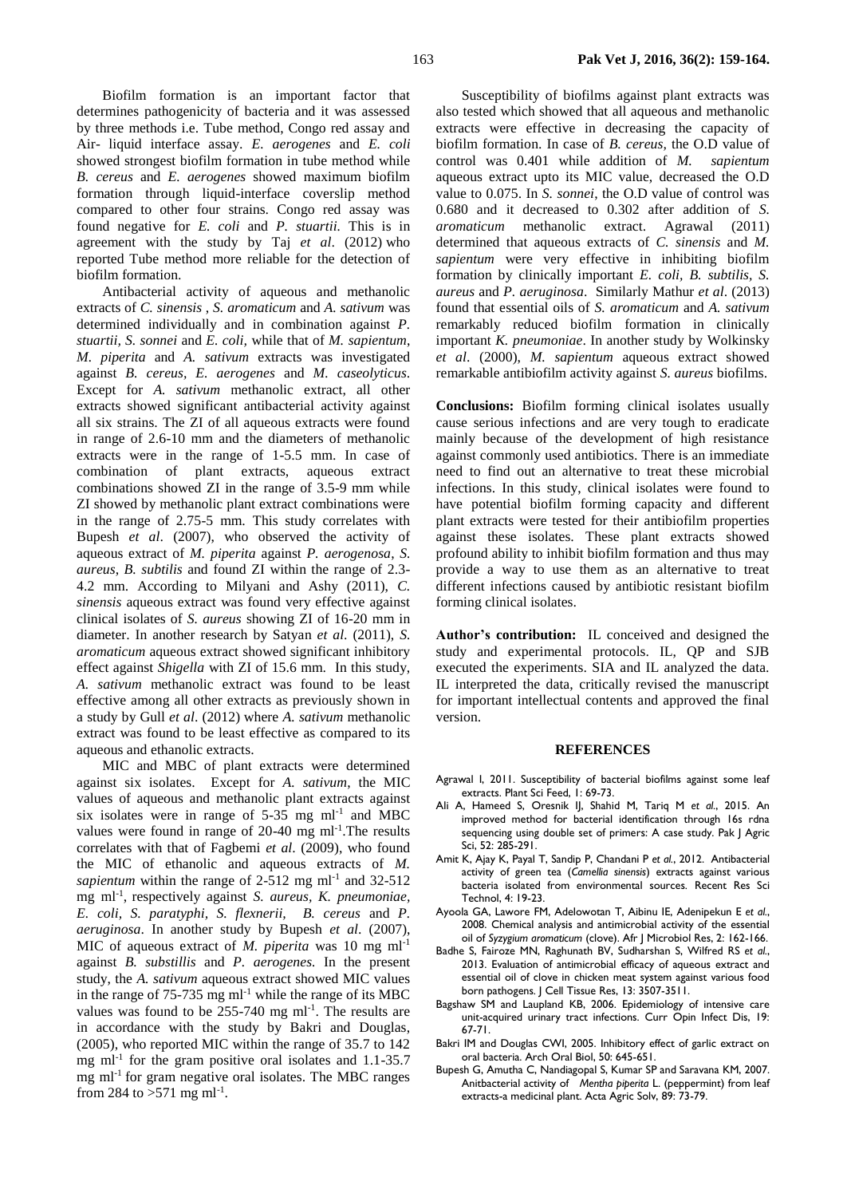Biofilm formation is an important factor that determines pathogenicity of bacteria and it was assessed by three methods i.e. Tube method, Congo red assay and Air- liquid interface assay. *E. aerogenes* and *E. coli* showed strongest biofilm formation in tube method while *B. cereus* and *E. aerogenes* showed maximum biofilm formation through liquid-interface coverslip method compared to other four strains. Congo red assay was found negative for *E. coli* and *P. stuartii.* This is in agreement with the study by Taj *et al*. (2012) who reported Tube method more reliable for the detection of biofilm formation.

Antibacterial activity of aqueous and methanolic extracts of *C. sinensis* , *S. aromaticum* and *A. sativum* was determined individually and in combination against *P. stuartii, S. sonnei* and *E. coli,* while that of *M. sapientum*, *M. piperita* and *A. sativum* extracts was investigated against *B. cereus, E. aerogenes* and *M. caseolyticus*. Except for *A. sativum* methanolic extract, all other extracts showed significant antibacterial activity against all six strains. The ZI of all aqueous extracts were found in range of 2.6-10 mm and the diameters of methanolic extracts were in the range of 1-5.5 mm. In case of combination of plant extracts, aqueous extract combinations showed ZI in the range of 3.5-9 mm while ZI showed by methanolic plant extract combinations were in the range of 2.75-5 mm. This study correlates with Bupesh *et al*. (2007), who observed the activity of aqueous extract of *M. piperita* against *P. aerogenosa*, *S. aureus*, *B. subtilis* and found ZI within the range of 2.3-4.2 mm. According to Milyani and Ashy (2011), *C. sinensis* aqueous extract was found very effective against clinical isolates of *S. aureus* showing ZI of 16-20 mm in diameter. In another research by Satyan *et al*. (2011), *S. aromaticum* aqueous extract showed significant inhibitory effect against *Shigella* with ZI of 15.6 mm. In this study, *A. sativum* methanolic extract was found to be least effective among all other extracts as previously shown in a study by Gull *et al*. (2012) where *A. sativum* methanolic extract was found to be least effective as compared to its aqueous and ethanolic extracts.

MIC and MBC of plant extracts were determined against six isolates. Except for *A. sativum*, the MIC values of aqueous and methanolic plant extracts against six isolates were in range of 5-35 mg ml$^{-1}$ and MBC values were found in range of 20-40 mg ml$^{-1}$.The results correlates with that of Fagbemi *et al*. (2009), who found the MIC of ethanolic and aqueous extracts of *M. sapientum* within the range of 2-512 mg ml$^{-1}$ and 32-512 mg ml$^{-1}$, respectively against *S. aureus, K. pneumoniae*, *E. coli*, *S. paratyphi, S. flexnerii, B. cereus* and *P. aeruginosa*. In another study by Bupesh *et al*. (2007), MIC of aqueous extract of *M. piperita* was 10 mg ml$^{-1}$ against *B. substillis* and *P. aerogenes*. In the present study, the *A. sativum* aqueous extract showed MIC values in the range of 75-735 mg ml$^{-1}$ while the range of its MBC values was found to be 255-740 mg ml$^{-1}$. The results are in accordance with the study by Bakri and Douglas, (2005), who reported MIC within the range of 35.7 to 142 mg ml$^{-1}$ for the gram positive oral isolates and 1.1-35.7 mg ml$^{-1}$ for gram negative oral isolates. The MBC ranges from 284 to >571 mg ml$^{-1}$.

Susceptibility of biofilms against plant extracts was also tested which showed that all aqueous and methanolic extracts were effective in decreasing the capacity of biofilm formation. In case of *B. cereus,* the O.D value of control was 0.401 while addition of *M. sapientum* aqueous extract upto its MIC value, decreased the O.D value to 0.075. In *S. sonnei*, the O.D value of control was 0.680 and it decreased to 0.302 after addition of *S. aromaticum* methanolic extract. Agrawal (2011) determined that aqueous extracts of *C. sinensis* and *M. sapientum* were very effective in inhibiting biofilm formation by clinically important *E. coli, B. subtilis*, *S. aureus* and *P. aeruginosa*. Similarly Mathur *et al*. (2013) found that essential oils of *S. aromaticum* and *A. sativum* remarkably reduced biofilm formation in clinically important *K. pneumoniae*. In another study by Wolkinsky *et al*. (2000), *M. sapientum* aqueous extract showed remarkable antibiofilm activity against *S. aureus* biofilms.

**Conclusions:** Biofilm forming clinical isolates usually cause serious infections and are very tough to eradicate mainly because of the development of high resistance against commonly used antibiotics. There is an immediate need to find out an alternative to treat these microbial infections. In this study, clinical isolates were found to have potential biofilm forming capacity and different plant extracts were tested for their antibiofilm properties against these isolates. These plant extracts showed profound ability to inhibit biofilm formation and thus may provide a way to use them as an alternative to treat different infections caused by antibiotic resistant biofilm forming clinical isolates.

**Author's contribution:** IL conceived and designed the study and experimental protocols. IL, QP and SJB executed the experiments. SIA and IL analyzed the data. IL interpreted the data, critically revised the manuscript for important intellectual contents and approved the final version.

## REFERENCES

- Agrawal I, 2011. Susceptibility of bacterial biofilms against some leaf extracts. Plant Sci Feed, 1: 69-73.
- Ali A, Hameed S, Oresnik IJ, Shahid M, Tariq M *et al*., 2015. An improved method for bacterial identification through 16s rdna sequencing using double set of primers: A case study. Pak J Agric Sci, 52: 285-291.
- Amit K, Ajay K, Payal T, Sandip P, Chandani P *et al.*, 2012. Antibacterial activity of green tea (*Camellia sinensis*) extracts against various bacteria isolated from environmental sources. Recent Res Sci Technol, 4: 19-23.
- Ayoola GA, Lawore FM, Adelowotan T, Aibinu IE, Adenipekun E *et al.*, 2008. Chemical analysis and antimicrobial activity of the essential oil of *Syzygium aromaticum* (clove). Afr J Microbiol Res, 2: 162-166.
- Badhe S, Fairoze MN, Raghunath BV, Sudharshan S, Wilfred RS *et al.*, 2013. Evaluation of antimicrobial efficacy of aqueous extract and essential oil of clove in chicken meat system against various food born pathogens. J Cell Tissue Res, 13: 3507-3511.
- Bagshaw SM and Laupland KB, 2006. Epidemiology of intensive care unit-acquired urinary tract infections. Curr Opin Infect Dis, 19: 67-71.
- Bakri IM and Douglas CWI, 2005. Inhibitory effect of garlic extract on oral bacteria. Arch Oral Biol, 50: 645-651.
- Bupesh G, Amutha C, Nandiagopal S, Kumar SP and Saravana KM, 2007. Anitbacterial activity of *Mentha piperita* L. (peppermint) from leaf extracts-a medicinal plant. Acta Agric Solv, 89: 73-79.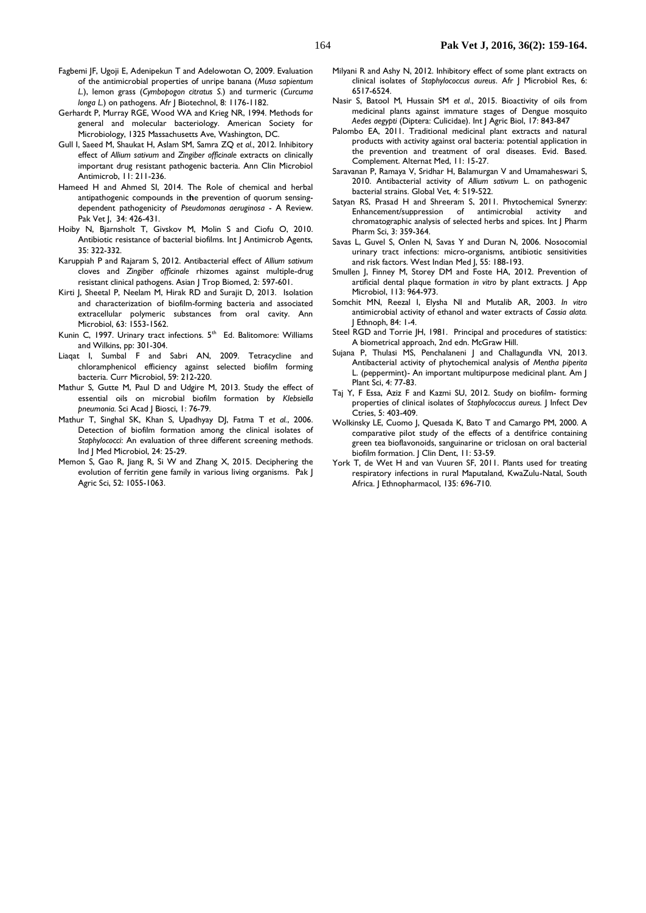Fagbemi JF, Ugoji E, Adenipekun T and Adelowotan O, 2009. Evaluation of the antimicrobial properties of unripe banana (*Musa sapientum L.*), lemon grass (*Cymbopogon citratus S.*) and turmeric (*Curcuma longa L.*) on pathogens. Afr J Biotechnol, 8: 1176-1182.

Gerhardt P, Murray RGE, Wood WA and Krieg NR, 1994. Methods for general and molecular bacteriology. American Society for Microbiology, 1325 Massachusetts Ave, Washington, DC.

Gull I, Saeed M, Shaukat H, Aslam SM, Samra ZQ *et al.*, 2012. Inhibitory effect of *Allium sativum* and *Zingiber officinale* extracts on clinically important drug resistant pathogenic bacteria. Ann Clin Microbiol Antimicrob, 11: 211-236.

Hameed H and Ahmed SI, 2014. The Role of chemical and herbal antipathogenic compounds in the prevention of quorum sensing-dependent pathogenicity of *Pseudomonas aeruginosa* - A Review. Pak Vet J, 34: 426-431.

Hoiby N, Bjarnsholt T, Givskov M, Molin S and Ciofu O, 2010. Antibiotic resistance of bacterial biofilms. Int J Antimicrob Agents, 35: 322-332.

Karuppiah P and Rajaram S, 2012. Antibacterial effect of *Allium sativum* cloves and *Zingiber officinale* rhizomes against multiple-drug resistant clinical pathogens. Asian J Trop Biomed, 2: 597-601.

Kirti J, Sheetal P, Neelam M, Hirak RD and Surajit D, 2013. Isolation and characterization of biofilm-forming bacteria and associated extracellular polymeric substances from oral cavity. Ann Microbiol, 63: 1553-1562.

Kunin C, 1997. Urinary tract infections. 5th Ed. Balitomore: Williams and Wilkins, pp: 301-304.

Liaqat I, Sumbal F and Sabri AN, 2009. Tetracycline and chloramphenicol efficiency against selected biofilm forming bacteria. Curr Microbiol, 59: 212-220.

Mathur S, Gutte M, Paul D and Udgire M, 2013. Study the effect of essential oils on microbial biofilm formation by *Klebsiella pneumonia.* Sci Acad J Biosci, 1: 76-79.

Mathur T, Singhal SK, Khan S, Upadhyay DJ, Fatma T *et al.*, 2006. Detection of biofilm formation among the clinical isolates of *Staphylococci*: An evaluation of three different screening methods. Ind J Med Microbiol, 24: 25-29.

Memon S, Gao R, Jiang R, Si W and Zhang X, 2015. Deciphering the evolution of ferritin gene family in various living organisms. Pak J Agric Sci, 52: 1055-1063.

Milyani R and Ashy N, 2012. Inhibitory effect of some plant extracts on clinical isolates of *Staphylococcus aureus*. Afr J Microbiol Res, 6: 6517-6524.

Nasir S, Batool M, Hussain SM *et al*., 2015. Bioactivity of oils from medicinal plants against immature stages of Dengue mosquito *Aedes aegypti* (Diptera: Culicidae). Int J Agric Biol, 17: 843-847

Palombo EA, 2011. Traditional medicinal plant extracts and natural products with activity against oral bacteria: potential application in the prevention and treatment of oral diseases. Evid. Based. Complement. Alternat Med, 11: 15-27.

Saravanan P, Ramaya V, Sridhar H, Balamurgan V and Umamaheswari S, 2010. Antibacterial activity of *Allium sativum* L. on pathogenic bacterial strains. Global Vet, 4: 519-522.

Satyan RS, Prasad H and Shreeram S, 2011. Phytochemical Synergy: Enhancement/suppression of antimicrobial activity and chromatographic analysis of selected herbs and spices. Int J Pharm Pharm Sci, 3: 359-364.

Savas L, Guvel S, Onlen N, Savas Y and Duran N, 2006. Nosocomial urinary tract infections: micro-organisms, antibiotic sensitivities and risk factors. West Indian Med J, 55: 188-193.

Smullen J, Finney M, Storey DM and Foste HA, 2012. Prevention of artificial dental plaque formation *in vitro* by plant extracts. J App Microbiol, 113: 964-973.

Somchit MN, Reezal I, Elysha NI and Mutalib AR, 2003. *In vitro* antimicrobial activity of ethanol and water extracts of *Cassia alata.* J Ethnoph, 84: 1-4.

Steel RGD and Torrie JH, 1981. Principal and procedures of statistics: A biometrical approach, 2nd edn. McGraw Hill.

Sujana P, Thulasi MS, Penchalaneni J and Challagundla VN, 2013. Antibacterial activity of phytochemical analysis of *Mentha piperita* L. (peppermint)- An important multipurpose medicinal plant. Am J Plant Sci, 4: 77-83.

Taj Y, F Essa, Aziz F and Kazmi SU, 2012. Study on biofilm- forming properties of clinical isolates of *Staphylococcus aureus.* J Infect Dev Ctries, 5: 403-409.

Wolkinsky LE, Cuomo J, Quesada K, Bato T and Camargo PM, 2000. A comparative pilot study of the effects of a dentifrice containing green tea bioflavonoids, sanguinarine or triclosan on oral bacterial biofilm formation. J Clin Dent, 11: 53-59.

York T, de Wet H and van Vuuren SF, 2011. Plants used for treating respiratory infections in rural Maputaland, KwaZulu-Natal, South Africa. J Ethnopharmacol, 135: 696-710.